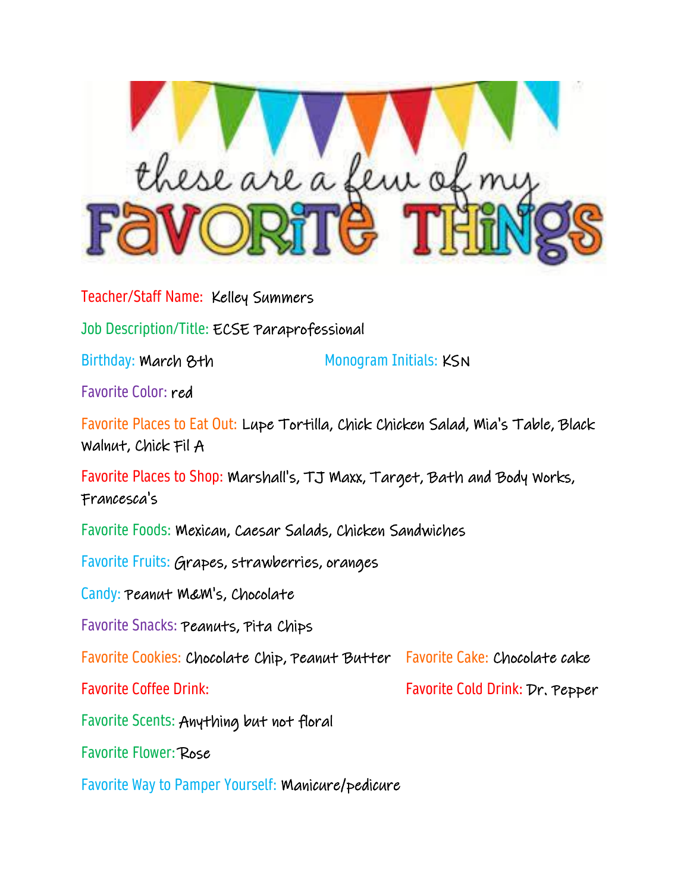# these are a few of my FAVORITE THINGS

Teacher/Staff Name: Kelley Summers

Job Description/Title: ECSE Paraprofessional

Birthday: March 8th

Monogram Initials: KSN

Favorite Color: red

Favorite Places to Eat Out: Lupe Tortilla, Chick Chicken Salad, Mia's Table, Black Walnut, Chick Fil A

Favorite Places to Shop: Marshall's, TJ Maxx, Target, Bath and Body Works, Francesca's

Favorite Foods: Mexican, Caesar Salads, Chicken Sandwiches

Favorite Fruits: Grapes, strawberries, oranges

Candy: Peanut M&M's, Chocolate

Favorite Snacks: Peanuts, Pita Chips

Favorite Cookies: Chocolate Chip, Peanut Butter

Favorite Cake: Chocolate cake

Favorite Coffee Drink:

Favorite Cold Drink: Dr. Pepper

Favorite Scents: Anything but not floral

Favorite Flower: Rose

Favorite Way to Pamper Yourself: Manicure/pedicure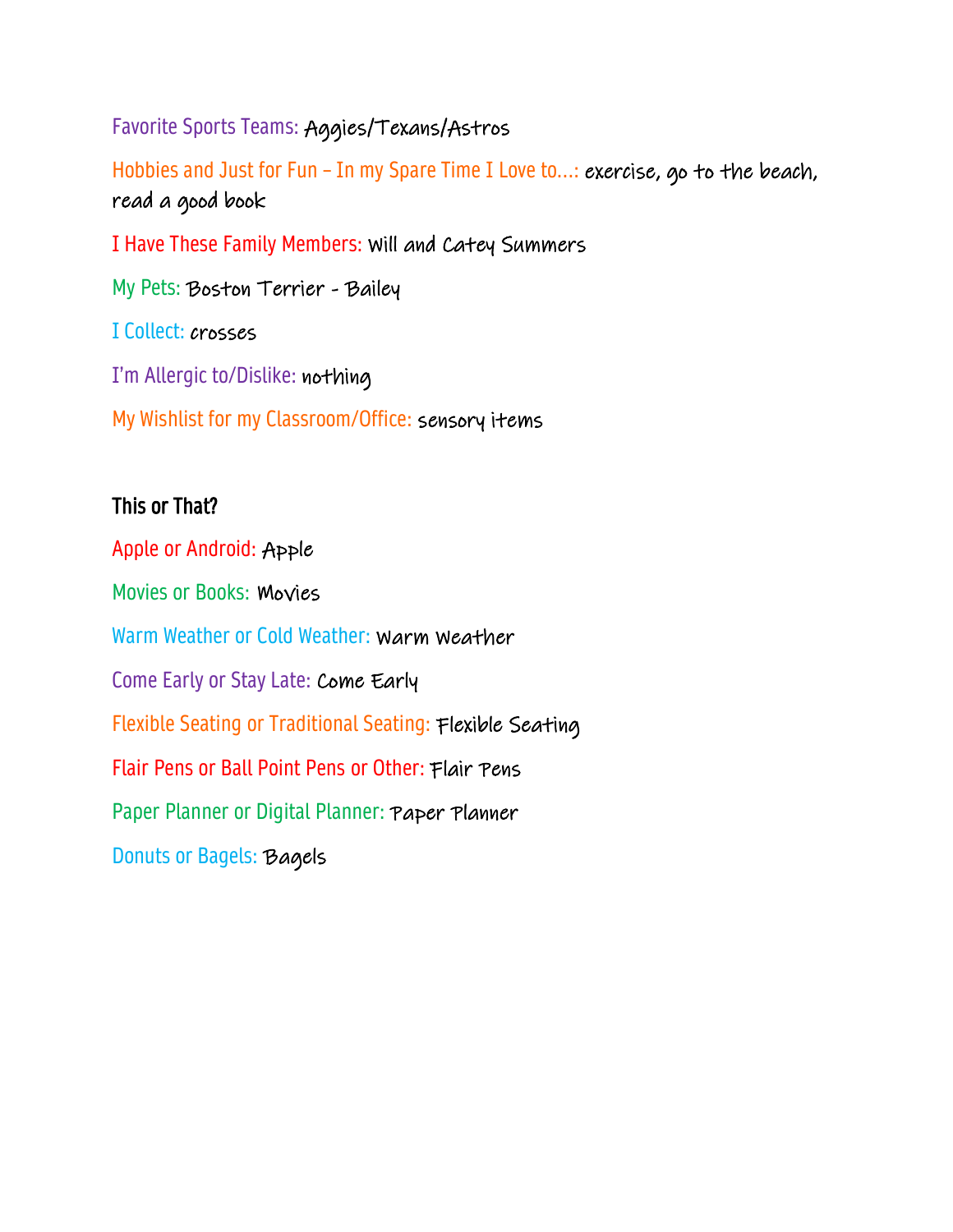Favorite Sports Teams: Aggies/Texans/Astros

Hobbies and Just for Fun – In my Spare Time I Love to…: exercise, go to the beach, read a good book

I Have These Family Members: Will and Catey Summers

My Pets: Boston Terrier - Bailey

I Collect: crosses

I'm Allergic to/Dislike: nothing

My Wishlist for my Classroom/Office: sensory items

**This or That?**

Apple or Android: Apple

Movies or Books: Movies

Warm Weather or Cold Weather: Warm Weather

Come Early or Stay Late: Come Early

Flexible Seating or Traditional Seating: Flexible Seating

Flair Pens or Ball Point Pens or Other: Flair Pens

Paper Planner or Digital Planner: Paper Planner

Donuts or Bagels: Bagels